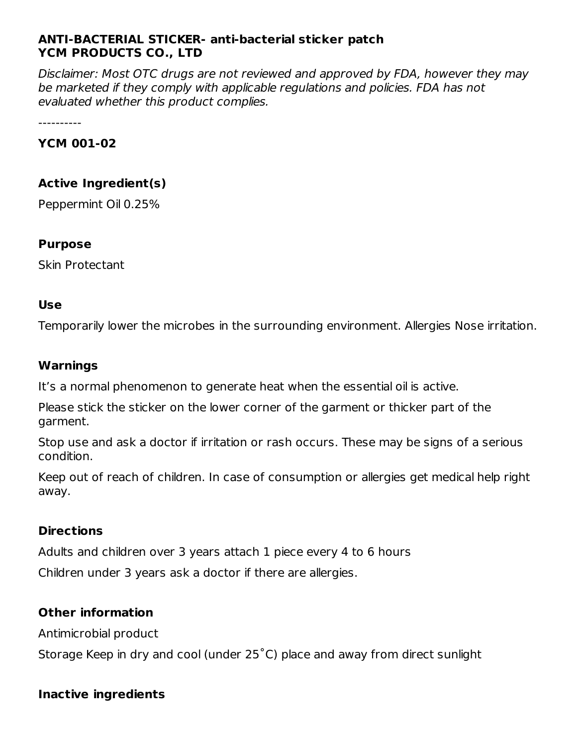**ANTI-BACTERIAL STICKER- anti-bacterial sticker patch**
**YCM PRODUCTS CO., LTD**

*Disclaimer: Most OTC drugs are not reviewed and approved by FDA, however they may be marketed if they comply with applicable regulations and policies. FDA has not evaluated whether this product complies.*

----------

### YCM 001-02

### Active Ingredient(s)

Peppermint Oil 0.25%

### Purpose

Skin Protectant

### Use

Temporarily lower the microbes in the surrounding environment. Allergies Nose irritation.

### Warnings

It's a normal phenomenon to generate heat when the essential oil is active.

Please stick the sticker on the lower corner of the garment or thicker part of the garment.

Stop use and ask a doctor if irritation or rash occurs. These may be signs of a serious condition.

Keep out of reach of children. In case of consumption or allergies get medical help right away.

### Directions

Adults and children over 3 years attach 1 piece every 4 to 6 hours

Children under 3 years ask a doctor if there are allergies.

### Other information

Antimicrobial product

Storage Keep in dry and cool (under 25˚C) place and away from direct sunlight

### Inactive ingredients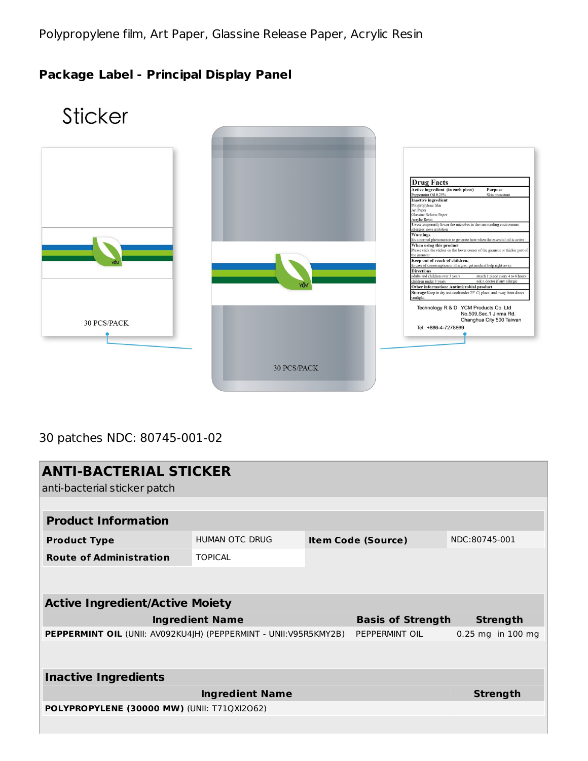Polypropylene film, Art Paper, Glassine Release Paper, Acrylic Resin

**Package Label - Principal Display Panel**

Sticker

30 PCS/PACK

30 PCS/PACK

Drug Facts

Active ingredient (in each piece) Purpose
Peppermint Oil 0.25% Skin protectant

Inactive ingredient
Polypropylene film
Art Paper
Glassine Release Paper
Acrylic Resin

Uses temporarily lower the microbes in the surrounding environment allergies: nose irritation

Warnings
It's a normal phenomenon to generate heat when the essential oil is active

When using this product
Please stick the sticker on the lower corner of the garment or thicker part of the garment

Keep out of reach of children.
In case of consumption or allergies, get medical help right away.

Directions
adults and children over 3 years attach 1 piece every 4 to 6 hours
children under 3 years ask a doctor if any allergic

Other information: Antimicrobial product

Storage Keep in dry and cool(under 25° C) place, and away from direct sunlight.

Technology R & D: YCM Products Co. Ltd
No.509,Sec.1 Jinma Rd.
Changhua City 500 Taiwan
Tel: +886-4-7278869

30 patches NDC: 80745-001-02

## ANTI-BACTERIAL STICKER

anti-bacterial sticker patch

| Product Information | | | |
|---|---|---|---|
| **Product Type** | HUMAN OTC DRUG | **Item Code (Source)** | NDC:80745-001 |
| **Route of Administration** | TOPICAL | | |

| Active Ingredient/Active Moiety | | |
|---|---|---|
| **Ingredient Name** | **Basis of Strength** | **Strength** |
| **PEPPERMINT OIL** (UNII: AV092KU4JH) (PEPPERMINT - UNII:V95R5KMY2B) | PEPPERMINT OIL | 0.25 mg in 100 mg |

| Inactive Ingredients | |
|---|---|
| **Ingredient Name** | **Strength** |
| **POLYPROPYLENE (30000 MW)** (UNII: T71QXI2O62) | |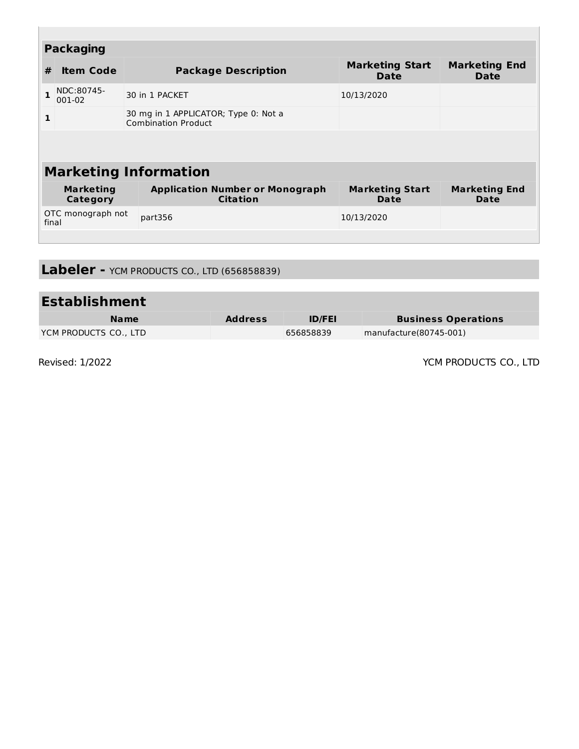## Packaging

| # | Item Code | Package Description | Marketing Start Date | Marketing End Date |
|---|---|---|---|---|
| 1 | NDC:80745-001-02 | 30 in 1 PACKET | 10/13/2020 | |
| 1 | | 30 mg in 1 APPLICATOR; Type 0: Not a Combination Product | | |

## Marketing Information

| Marketing Category | Application Number or Monograph Citation | Marketing Start Date | Marketing End Date |
|---|---|---|---|
| OTC monograph not final | part356 | 10/13/2020 | |

## Labeler - YCM PRODUCTS CO., LTD (656858839)

## Establishment

| Name | Address | ID/FEI | Business Operations |
|---|---|---|---|
| YCM PRODUCTS CO., LTD | | 656858839 | manufacture(80745-001) |

Revised: 1/2022

YCM PRODUCTS CO., LTD